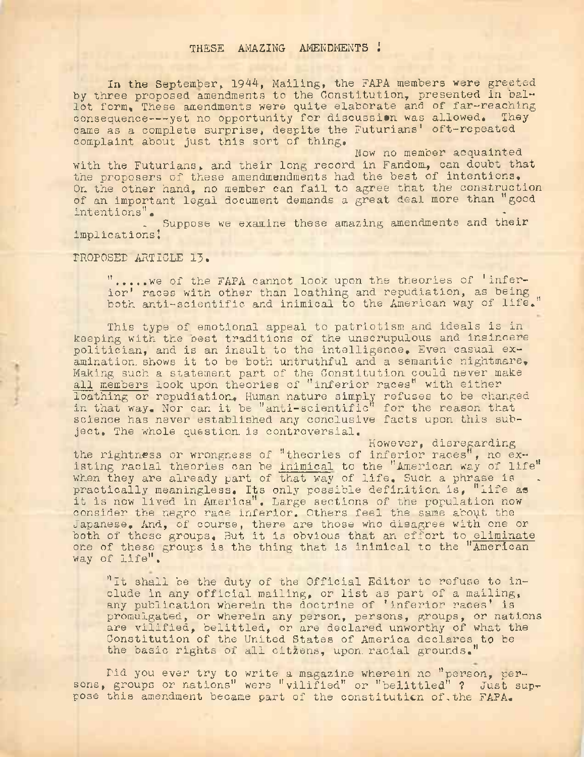# THESE AMAZING AMENDMENTS !

In the September, 1944, Mailing, the FAPA members were greeted by three proposed amendments to the Constitution, presented in ballot form. These amendments were quite elaborate and of far-reaching consequence---yet no opportunity for discussion was allowed. They came as a complete surprise, despite the Futurians' oft-repeated complaint about just this sort of thing.

Now no member acquainted with the Futurians, and their long record in Fandom, can doubt that the proposers of these amendmendments had the best of intentions. On the other hand, no member can fail to agree that the construction of an important legal document demands a great deal more than "good intentions".

Suppose we examine these amazing amendments and their implications!

PROPOSED ARTICLE 13.

> ".....we of the FAPA cannot look upon the theories of 'inferior' races with other than loathing and repudiation, as being both anti-scientific and inimical to the American way of life."

This type of emotional appeal to patriotism and ideals is in keeping with the best traditions of the unscrupulous and insincere politician, and is an insult to the intelligence. Even casual examination shows it to be both untruthful and a semantic nightmare. Making such a statement part of the Constitution could never make all members look upon theories of "inferior races" with either loathing or repudiation. Human nature simply refuses to be changed in that way. Nor can it be "anti-scientific" for the reason that science has never established any conclusive facts upon this subject. The whole question is controversial.

However, disregarding the rightness or wrongness of "theories of inferior races", no existing racial theories can be inimical to the "American way of life" when they are already part of that way of life. Such a phrase is practically meaningless. Its only possible definition is, "life as it is now lived in America". Large sections of the population now consider the negro race inferior. Others feel the same about the Japanese. And, of course, there are those who disagree with one or both of these groups. But it is obvious that an effort to eliminate one of these groups is the thing that is inimical to the "American way of life".

> "It shall be the duty of the Official Editor to refuse to include in any official mailing, or list as part of a mailing, any publication wherein the doctrine of 'inferior races' is promulgated, or wherein any person, persons, groups, or nations are vilified, belittled, or are declared unworthy of what the Constitution of the United States of America declares to be the basic rights of all citizens, upon racial grounds."

Did you ever try to write a magazine wherein no "person, persons, groups or nations" were "vilified" or "belittled" ? Just suppose this amendment became part of the constitution of the FAPA.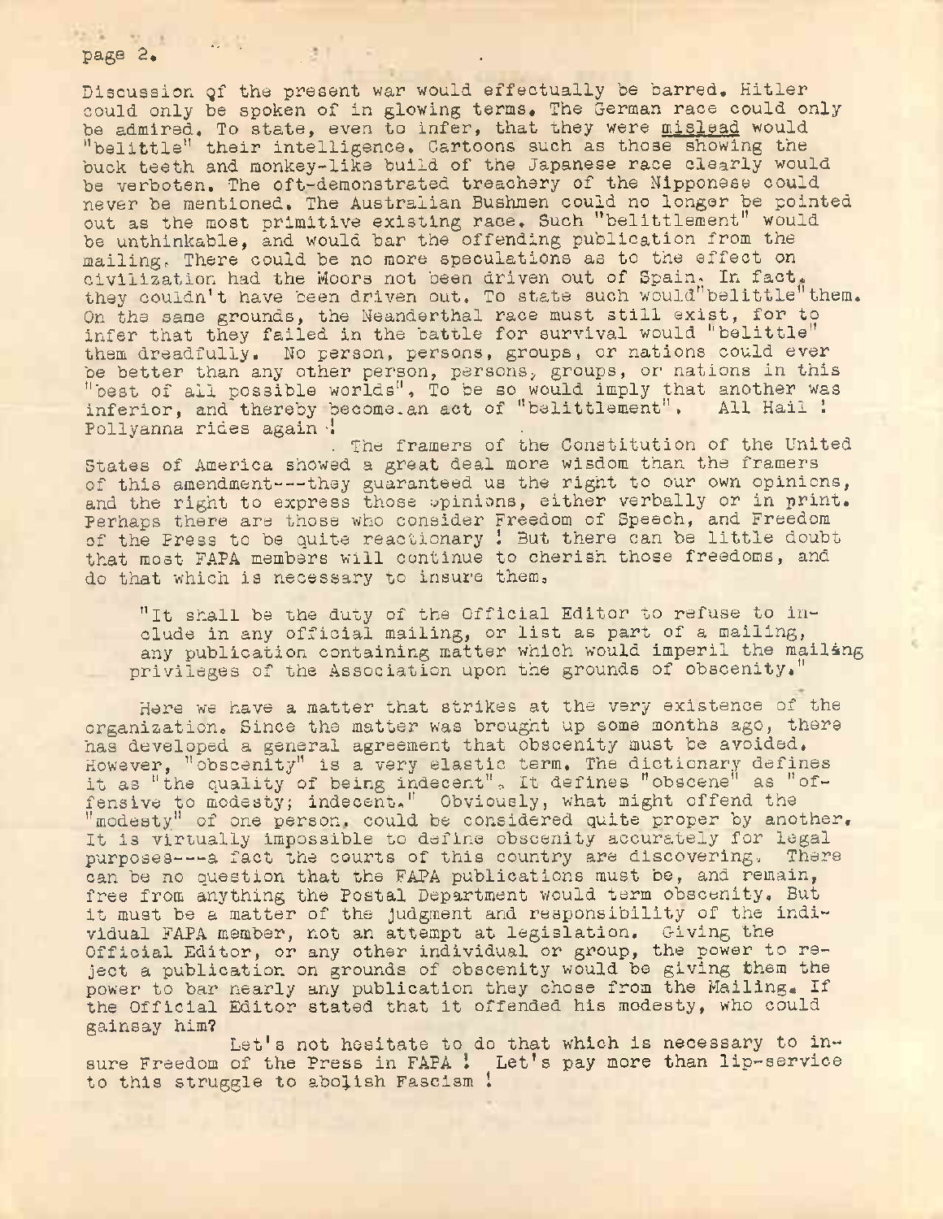Discussion of the present war would effectually be barred. Hitler could only be spoken of in glowing terms. The German race could only be admired. To state, even to infer, that they were mislead would "belittle" their intelligence. Cartoons such as those showing the buck teeth and monkey-like build of the Japanese race clearly would be verboten. The oft-demonstrated treachery of the Nipponese could never be mentioned. The Australian Bushmen could no longer be pointed out as the most primitive existing race. Such "belittlement" would be unthinkable, and would bar the offending publication from the mailing. There could be no more speculations as to the effect on civilization had the Moors not been driven out of Spain. In fact, they couldn't have been driven out. To state such would "belittle" them. On the same grounds, the Neanderthal race must still exist, for to infer that they failed in the battle for survival would "belittle" them dreadfully. No person, persons, groups, or nations could ever be better than any other person, persons, groups, or nations in this "best of all possible worlds". To be so would imply that another was inferior, and thereby become an act of "belittlement". All Hail ! Pollyanna rides again !

The framers of the Constitution of the United States of America showed a great deal more wisdom than the framers of this amendment---they guaranteed us the right to our own opinions, and the right to express those opinions, either verbally or in print. Perhaps there are those who consider Freedom of Speech, and Freedom of the Press to be quite reactionary ! But there can be little doubt that most FAPA members will continue to cherish those freedoms, and do that which is necessary to insure them.

"It shall be the duty of the Official Editor to refuse to include in any official mailing, or list as part of a mailing, any publication containing matter which would imperil the mailing privileges of the Association upon the grounds of obscenity."

Here we have a matter that strikes at the very existence of the organization. Since the matter was brought up some months ago, there has developed a general agreement that obscenity must be avoided. However, "obscenity" is a very elastic term. The dictionary defines it as "the quality of being indecent". It defines "obscene" as "offensive to modesty; indecent." Obviously, what might offend the "modesty" of one person, could be considered quite proper by another. It is virtually impossible to define obscenity accurately for legal purposes---a fact the courts of this country are discovering. There can be no question that the FAPA publications must be, and remain, free from anything the Postal Department would term obscenity. But it must be a matter of the judgment and responsibility of the individual FAPA member, not an attempt at legislation. Giving the Official Editor, or any other individual or group, the power to reject a publication on grounds of obscenity would be giving them the power to bar nearly any publication they chose from the Mailing. If the Official Editor stated that it offended his modesty, who could gainsay him?

Let's not hesitate to do that which is necessary to insure Freedom of the Press in FAPA ! Let's pay more than lip-service to this struggle to abolish Fascism !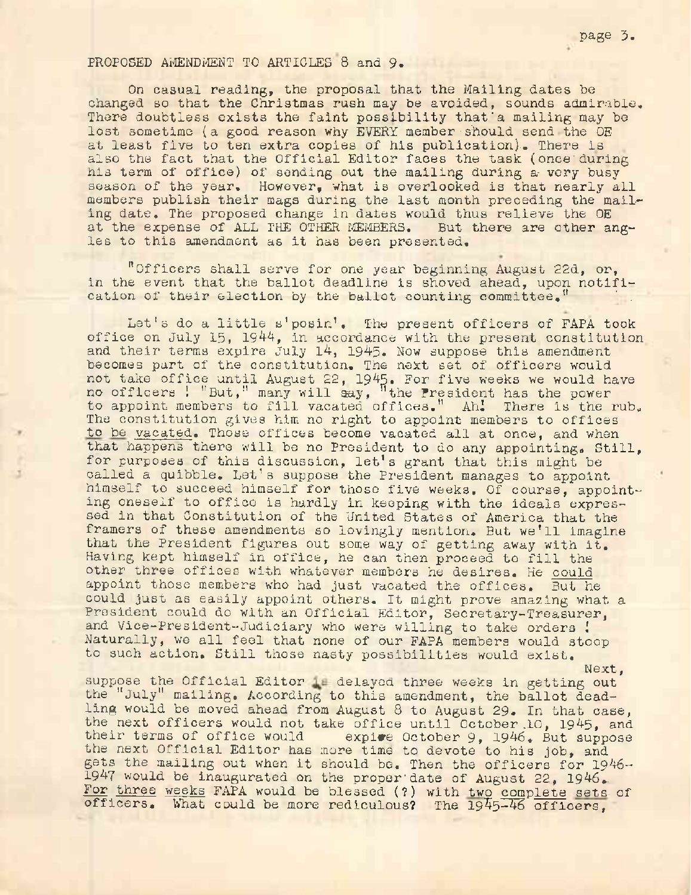PROPOSED AMENDMENT TO ARTICLES 8 and 9.

On casual reading, the proposal that the Mailing dates be changed so that the Christmas rush may be avoided, sounds admirable. There doubtless exists the faint possibility that a mailing may be lost sometime (a good reason why EVERY member should send the OE at least five to ten extra copies of his publication). There is also the fact that the Official Editor faces the task (once during his term of office) of sending out the mailing during a very busy season of the year. However, what is overlooked is that nearly all members publish their mags during the last month preceding the mailing date. The proposed change in dates would thus relieve the OE at the expense of ALL THE OTHER MEMBERS. But there are other angles to this amendment as it has been presented.

"Officers shall serve for one year beginning August 22d, or, in the event that the ballot deadline is shoved ahead, upon notification of their election by the ballot counting committee."

Let's do a little s'posin'. The present officers of FAPA took office on July 15, 1944, in accordance with the present constitution and their terms expire July 14, 1945. Now suppose this amendment becomes part of the constitution. The next set of officers would not take office until August 22, 1945. For five weeks we would have no officers ! "But," many will say, "the President has the power to appoint members to fill vacated offices." Ah! There is the rub. The constitution gives him no right to appoint members to offices to be vacated. Those offices become vacated all at once, and when that happens there will be no President to do any appointing. Still, for purposes of this discussion, let's grant that this might be called a quibble. Let's suppose the President manages to appoint himself to succeed himself for those five weeks. Of course, appointing oneself to office is hardly in keeping with the ideals expressed in that Constitution of the United States of America that the framers of these amendments so lovingly mention. But we'll imagine that the President figures out some way of getting away with it. Having kept himself in office, he can then proceed to fill the other three offices with whatever members he desires. He could appoint those members who had just vacated the offices. But he could just as easily appoint others. It might prove amazing what a President could do with an Official Editor, Secretary-Treasurer, and Vice-President-Judiciary who were willing to take orders ! Naturally, we all feel that none of our FAPA members would stoop to such action. Still those nasty possibilities would exist.

Next, suppose the Official Editor is delayed three weeks in getting out the "July" mailing. According to this amendment, the ballot deadline would be moved ahead from August 8 to August 29. In that case, the next officers would not take office until October 10, 1945, and their terms of office would expire October 9, 1946. But suppose the next Official Editor has more time to devote to his job, and gets the mailing out when it should be. Then the officers for 1946-1947 would be inaugurated on the proper date of August 22, 1946. For three weeks FAPA would be blessed (?) with two complete sets of officers. What could be more rediculous? The 1945-46 officers,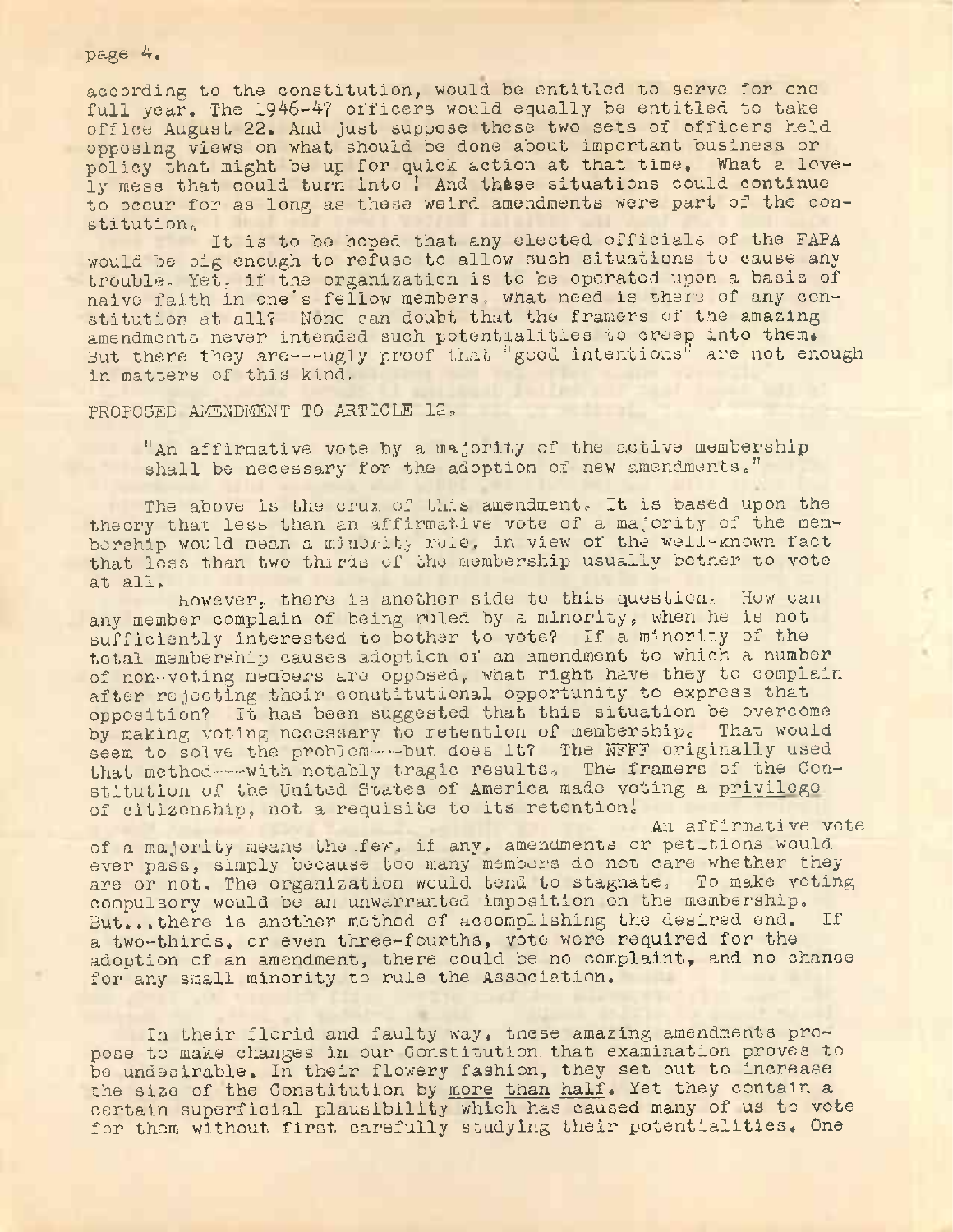according to the constitution, would be entitled to serve for one full year. The 1946-47 officers would equally be entitled to take office August 22. And just suppose these two sets of officers held opposing views on what should be done about important business or policy that might be up for quick action at that time. What a lovely mess that could turn into! And these situations could continue to occur for as long as these weird amendments were part of the constitution.

It is to be hoped that any elected officials of the FAPA would be big enough to refuse to allow such situations to cause any trouble. Yet, if the organization is to be operated upon a basis of naive faith in one's fellow members, what need is there of any constitution at all? None can doubt that the framers of the amazing amendments never intended such potentialities to creep into them. But there they are---ugly proof that "good intentions" are not enough in matters of this kind.

PROPOSED AMENDMENT TO ARTICLE 12.

> "An affirmative vote by a majority of the active membership shall be necessary for the adoption of new amendments."

The above is the crux of this amendment. It is based upon the theory that less than an affirmative vote of a majority of the membership would mean a minority rule, in view of the well-known fact that less than two thirds of the membership usually bother to vote at all.

However, there is another side to this question. How can any member complain of being ruled by a minority, when he is not sufficiently interested to bother to vote? If a minority of the total membership causes adoption of an amendment to which a number of non-voting members are opposed, what right have they to complain after rejecting their constitutional opportunity to express that opposition? It has been suggested that this situation be overcome by making voting necessary to retention of membership. That would seem to solve the problem----but does it? The NFFF originally used that method----with notably tragic results. The framers of the Constitution of the United States of America made voting a <u>privilege</u> of citizenship, not a requisite to its retention!

An affirmative vote of a majority means the few, if any, amendments or petitions would ever pass, simply because too many members do not care whether they are or not. The organization would tend to stagnate. To make voting compulsory would be an unwarranted imposition on the membership. But...there is another method of accomplishing the desired end. If a two-thirds, or even three-fourths, vote were required for the adoption of an amendment, there could be no complaint, and no chance for any small minority to rule the Association.

In their florid and faulty way, these amazing amendments propose to make changes in our Constitution that examination proves to be undesirable. In their flowery fashion, they set out to increase the size of the Constitution by <u>more than half</u>. Yet they contain a certain superficial plausibility which has caused many of us to vote for them without first carefully studying their potentialities. One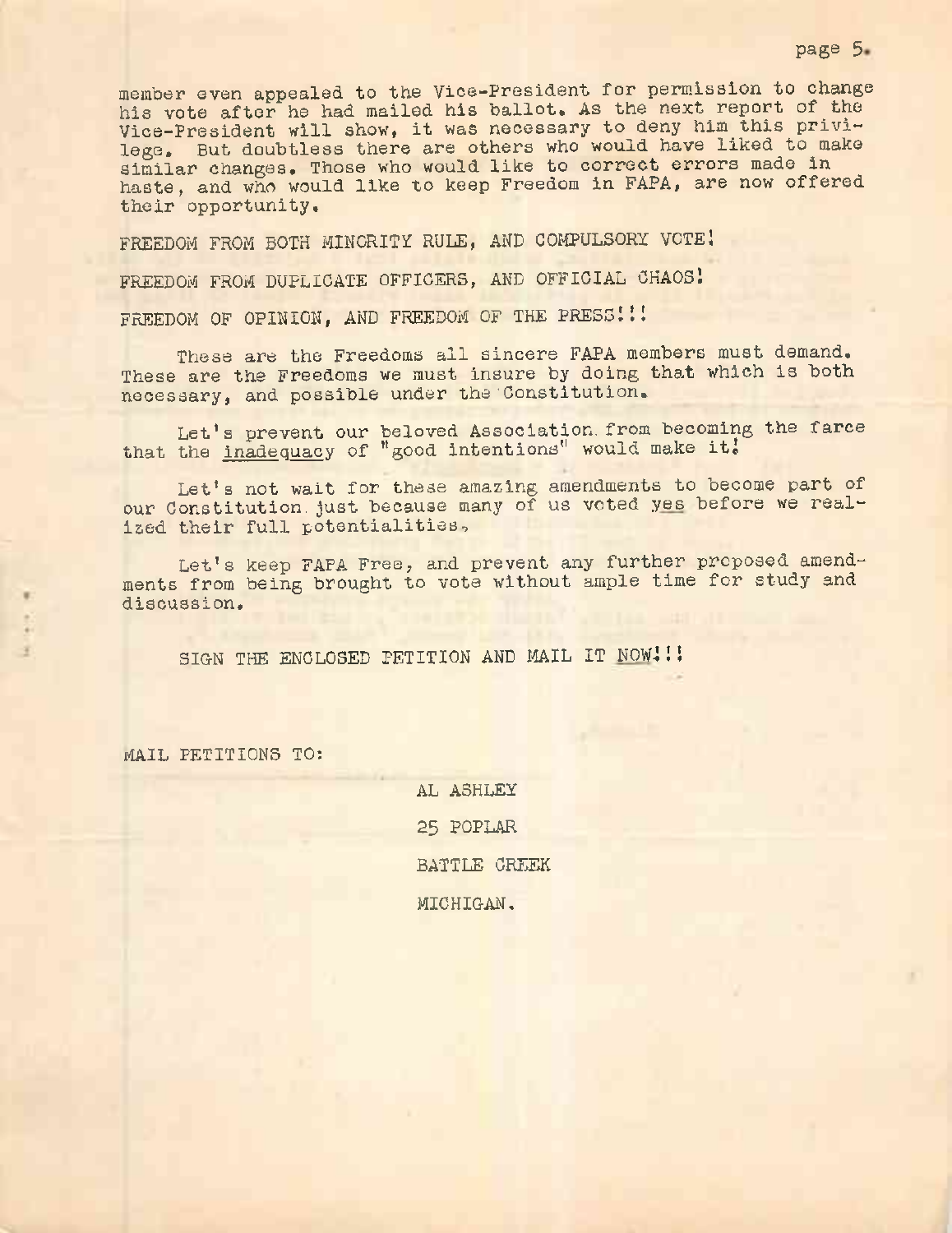member even appealed to the Vice-President for permission to change his vote after he had mailed his ballot. As the next report of the Vice-President will show, it was necessary to deny him this privilege. But doubtless there are others who would have liked to make similar changes. Those who would like to correct errors made in haste, and who would like to keep Freedom in FAPA, are now offered their opportunity.

FREEDOM FROM BOTH MINORITY RULE, AND COMPULSORY VOTE!

FREEDOM FROM DUPLICATE OFFICERS, AND OFFICIAL CHAOS!

FREEDOM OF OPINION, AND FREEDOM OF THE PRESS!!!

These are the Freedoms all sincere FAPA members must demand. These are the Freedoms we must insure by doing that which is both necessary, and possible under the Constitution.

Let's prevent our beloved Association from becoming the farce that the inadequacy of "good intentions" would make it!

Let's not wait for these amazing amendments to become part of our Constitution just because many of us voted yes before we realized their full potentialities.

Let's keep FAPA Free, and prevent any further proposed amendments from being brought to vote without ample time for study and discussion.

SIGN THE ENCLOSED PETITION AND MAIL IT NOW!!!

MAIL PETITIONS TO:

AL ASHLEY

25 POPLAR

BATTLE CREEK

MICHIGAN.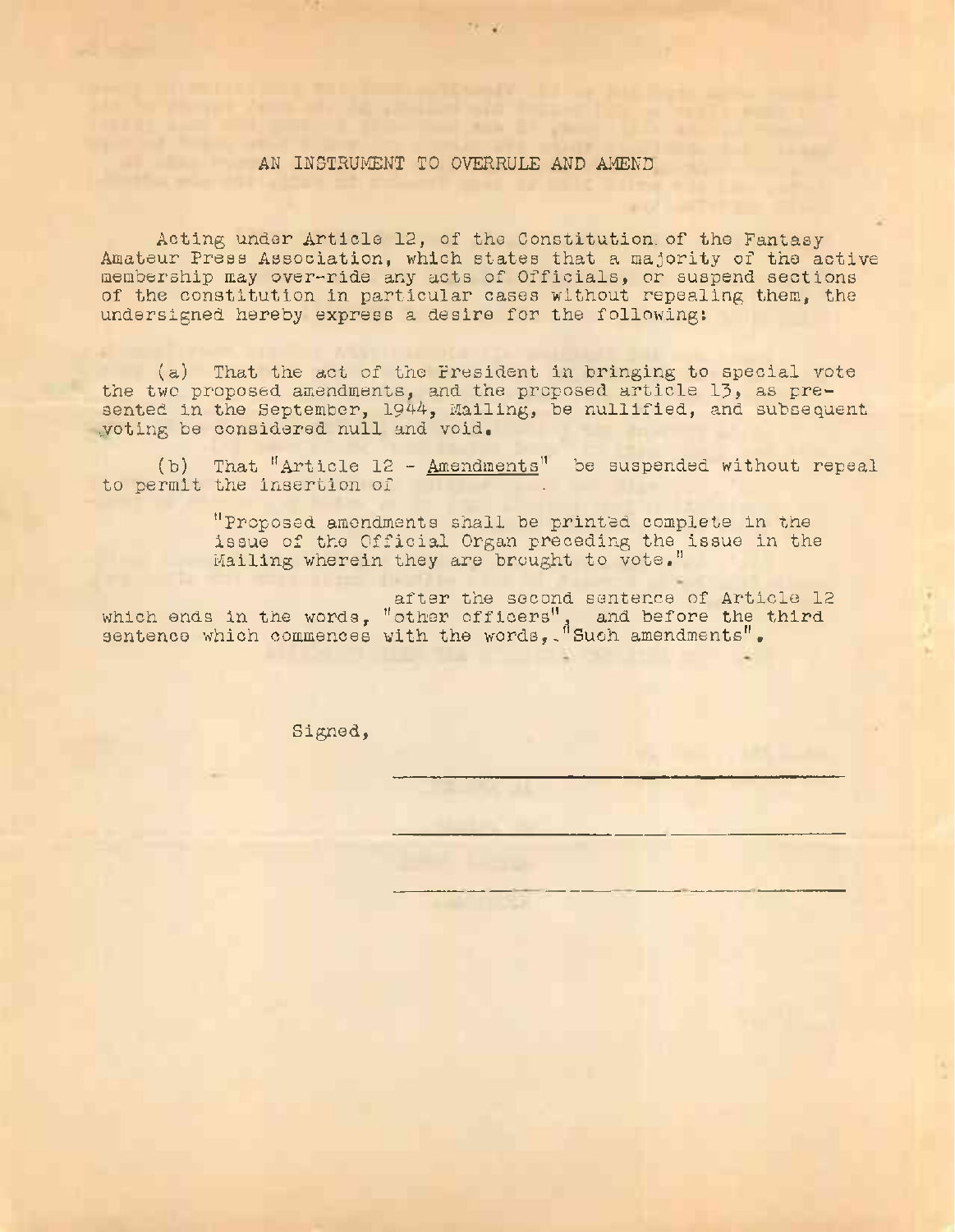# AN INSTRUMENT TO OVERRULE AND AMEND

Acting under Article 12, of the Constitution of the Fantasy Amateur Press Association, which states that a majority of the active membership may over-ride any acts of Officials, or suspend sections of the constitution in particular cases without repealing them, the undersigned hereby express a desire for the following:

(a) That the act of the President in bringing to special vote the two proposed amendments, and the proposed article 13, as presented in the September, 1944, Mailing, be nullified, and subsequent voting be considered null and void.

(b) That "Article 12 - Amendments" be suspended without repeal to permit the insertion of

> "Proposed amendments shall be printed complete in the issue of the Official Organ preceding the issue in the Mailing wherein they are brought to vote."

after the second sentence of Article 12 which ends in the words, "other officers", and before the third sentence which commences with the words, "Such amendments".

Signed,

\_\_\_\_\_\_\_\_\_\_\_\_\_\_\_\_\_\_\_\_\_\_\_\_\_\_\_\_\_\_\_\_

\_\_\_\_\_\_\_\_\_\_\_\_\_\_\_\_\_\_\_\_\_\_\_\_\_\_\_\_\_\_\_\_

\_\_\_\_\_\_\_\_\_\_\_\_\_\_\_\_\_\_\_\_\_\_\_\_\_\_\_\_\_\_\_\_